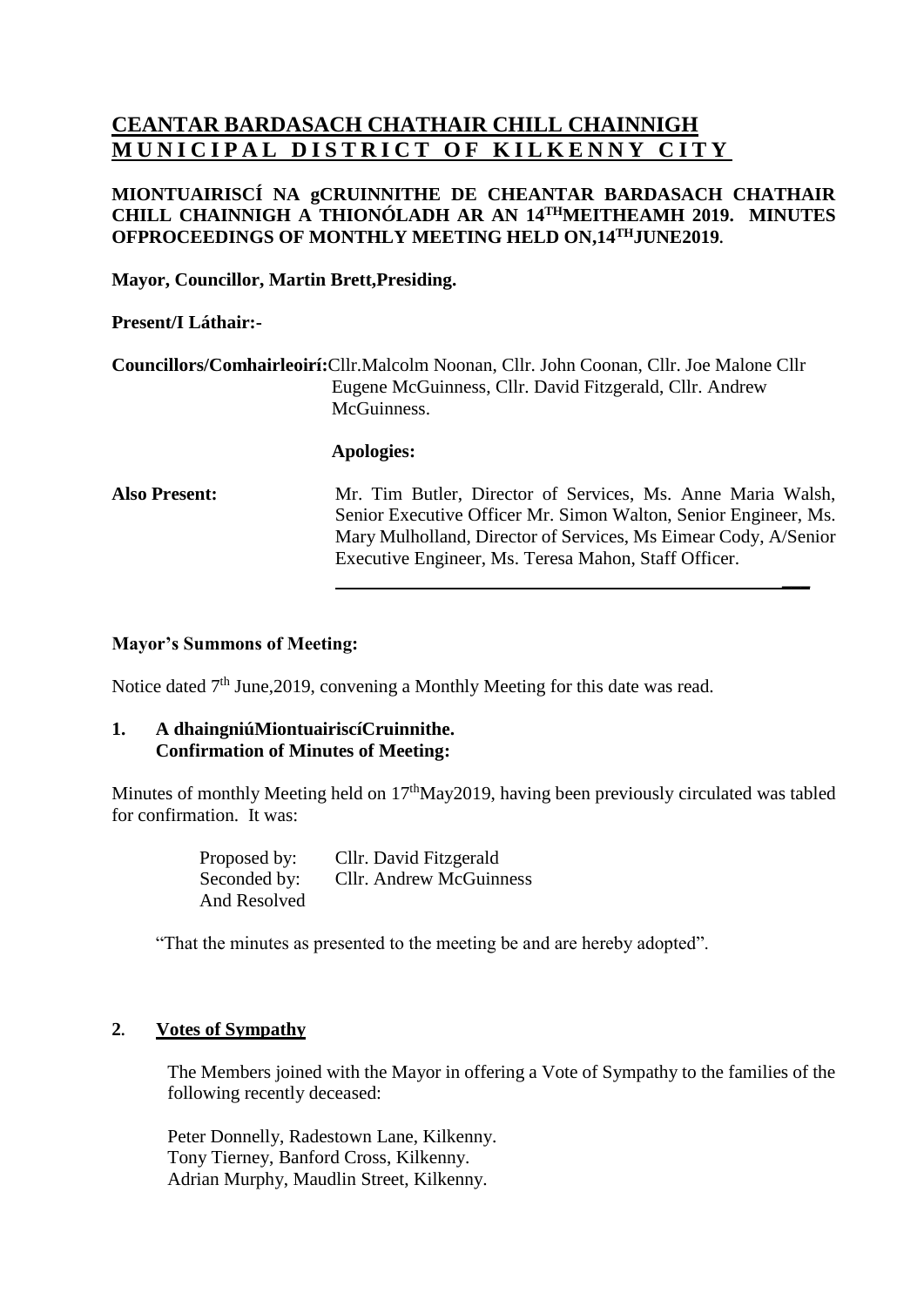# CEANTAR BARDASACH CHATHAIR CHILL CHAINNIGH
# MUNICIPAL DISTRICT OF KILKENNY CITY

**MIONTUAIRISCÍ NA gCRUINNITHE DE CHEANTAR BARDASACH CHATHAIR CHILL CHAINNIGH A THIONÓLADH AR AN 14[TH]MEITHEAMH 2019. MINUTES OFPROCEEDINGS OF MONTHLY MEETING HELD ON,14[TH]JUNE2019.**

**Mayor, Councillor, Martin Brett,Presiding.**

**Present/I Láthair:-**

**Councillors/Comhairleoirí:**Cllr.Malcolm Noonan, Cllr. John Coonan, Cllr. Joe Malone Cllr Eugene McGuinness, Cllr. David Fitzgerald, Cllr. Andrew McGuinness.

**Apologies:**

**Also Present:** Mr. Tim Butler, Director of Services, Ms. Anne Maria Walsh, Senior Executive Officer Mr. Simon Walton, Senior Engineer, Ms. Mary Mulholland, Director of Services, Ms Eimear Cody, A/Senior Executive Engineer, Ms. Teresa Mahon, Staff Officer.

**Mayor's Summons of Meeting:**

Notice dated 7[th] June,2019, convening a Monthly Meeting for this date was read.

**1. A dhaingniúMiontuairiscíCruinnithe.**
**Confirmation of Minutes of Meeting:**

Minutes of monthly Meeting held on 17[th]May2019, having been previously circulated was tabled for confirmation. It was:

Proposed by: Cllr. David Fitzgerald
Seconded by: Cllr. Andrew McGuinness
And Resolved

"That the minutes as presented to the meeting be and are hereby adopted".

**2. Votes of Sympathy**

The Members joined with the Mayor in offering a Vote of Sympathy to the families of the following recently deceased:

Peter Donnelly, Radestown Lane, Kilkenny.
Tony Tierney, Banford Cross, Kilkenny.
Adrian Murphy, Maudlin Street, Kilkenny.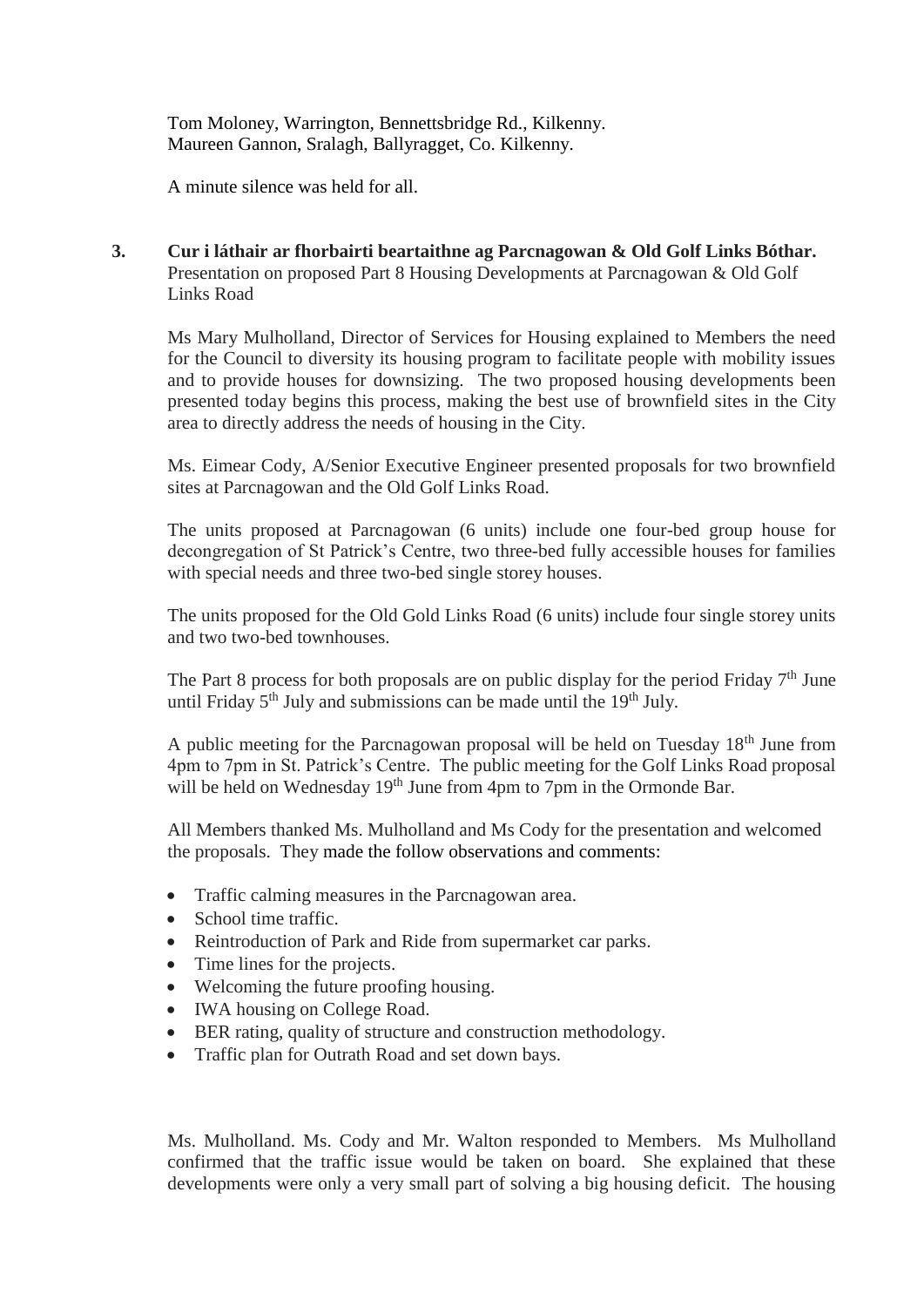Tom Moloney, Warrington, Bennettsbridge Rd., Kilkenny.
Maureen Gannon, Sralagh, Ballyragget, Co. Kilkenny.

A minute silence was held for all.

**3. Cur i láthair ar fhorbairti beartaithne ag Parcnagowan & Old Golf Links Bóthar.**
Presentation on proposed Part 8 Housing Developments at Parcnagowan & Old Golf Links Road

Ms Mary Mulholland, Director of Services for Housing explained to Members the need for the Council to diversity its housing program to facilitate people with mobility issues and to provide houses for downsizing. The two proposed housing developments been presented today begins this process, making the best use of brownfield sites in the City area to directly address the needs of housing in the City.

Ms. Eimear Cody, A/Senior Executive Engineer presented proposals for two brownfield sites at Parcnagowan and the Old Golf Links Road.

The units proposed at Parcnagowan (6 units) include one four-bed group house for decongregation of St Patrick's Centre, two three-bed fully accessible houses for families with special needs and three two-bed single storey houses.

The units proposed for the Old Gold Links Road (6 units) include four single storey units and two two-bed townhouses.

The Part 8 process for both proposals are on public display for the period Friday 7th June until Friday 5th July and submissions can be made until the 19th July.

A public meeting for the Parcnagowan proposal will be held on Tuesday 18th June from 4pm to 7pm in St. Patrick's Centre. The public meeting for the Golf Links Road proposal will be held on Wednesday 19th June from 4pm to 7pm in the Ormonde Bar.

All Members thanked Ms. Mulholland and Ms Cody for the presentation and welcomed the proposals. They made the follow observations and comments:

- Traffic calming measures in the Parcnagowan area.
- School time traffic.
- Reintroduction of Park and Ride from supermarket car parks.
- Time lines for the projects.
- Welcoming the future proofing housing.
- IWA housing on College Road.
- BER rating, quality of structure and construction methodology.
- Traffic plan for Outrath Road and set down bays.

Ms. Mulholland. Ms. Cody and Mr. Walton responded to Members. Ms Mulholland confirmed that the traffic issue would be taken on board. She explained that these developments were only a very small part of solving a big housing deficit. The housing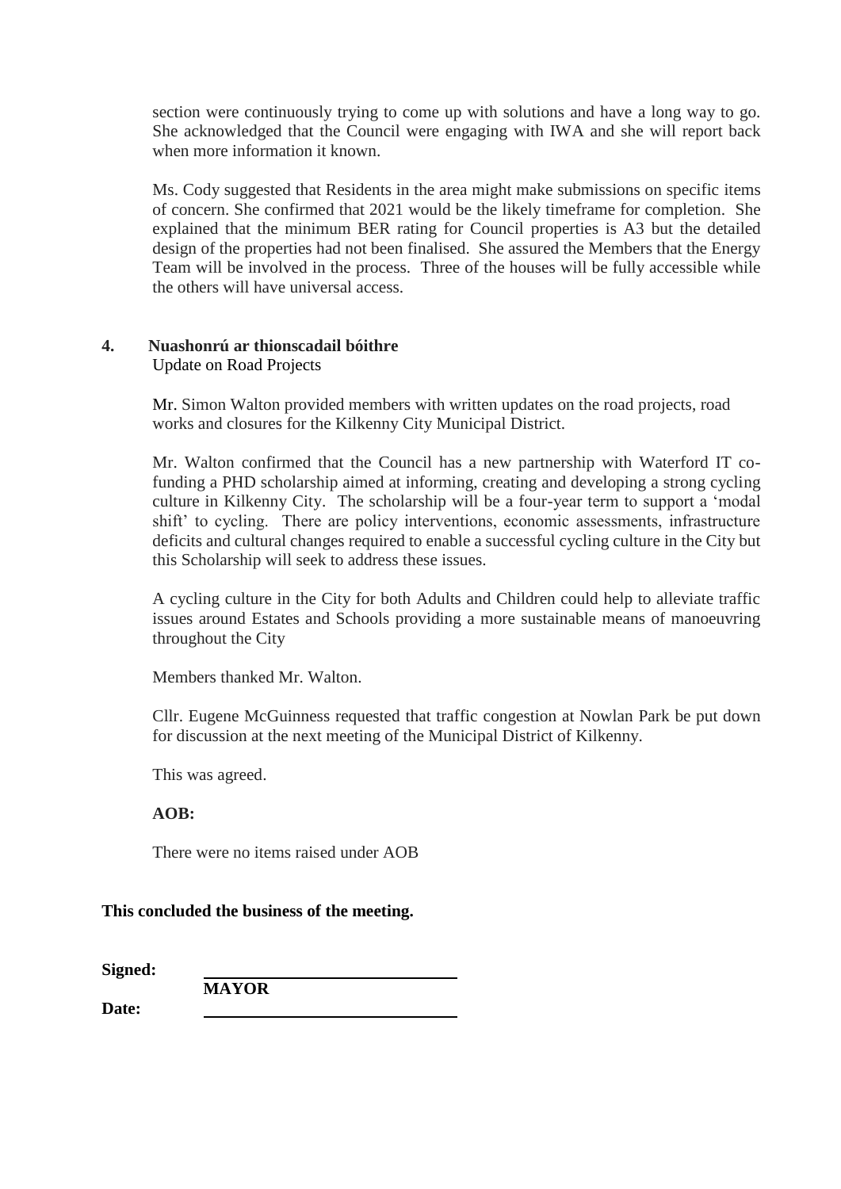section were continuously trying to come up with solutions and have a long way to go. She acknowledged that the Council were engaging with IWA and she will report back when more information it known.

Ms. Cody suggested that Residents in the area might make submissions on specific items of concern. She confirmed that 2021 would be the likely timeframe for completion. She explained that the minimum BER rating for Council properties is A3 but the detailed design of the properties had not been finalised. She assured the Members that the Energy Team will be involved in the process. Three of the houses will be fully accessible while the others will have universal access.

## 4. Nuashonrú ar thionscadail bóithre

Update on Road Projects

Mr. Simon Walton provided members with written updates on the road projects, road works and closures for the Kilkenny City Municipal District.

Mr. Walton confirmed that the Council has a new partnership with Waterford IT co-funding a PHD scholarship aimed at informing, creating and developing a strong cycling culture in Kilkenny City. The scholarship will be a four-year term to support a 'modal shift' to cycling. There are policy interventions, economic assessments, infrastructure deficits and cultural changes required to enable a successful cycling culture in the City but this Scholarship will seek to address these issues.

A cycling culture in the City for both Adults and Children could help to alleviate traffic issues around Estates and Schools providing a more sustainable means of manoeuvring throughout the City

Members thanked Mr. Walton.

Cllr. Eugene McGuinness requested that traffic congestion at Nowlan Park be put down for discussion at the next meeting of the Municipal District of Kilkenny.

This was agreed.

**AOB:**

There were no items raised under AOB

**This concluded the business of the meeting.**

**Signed:** ______________________________

**MAYOR**

**Date:** ______________________________